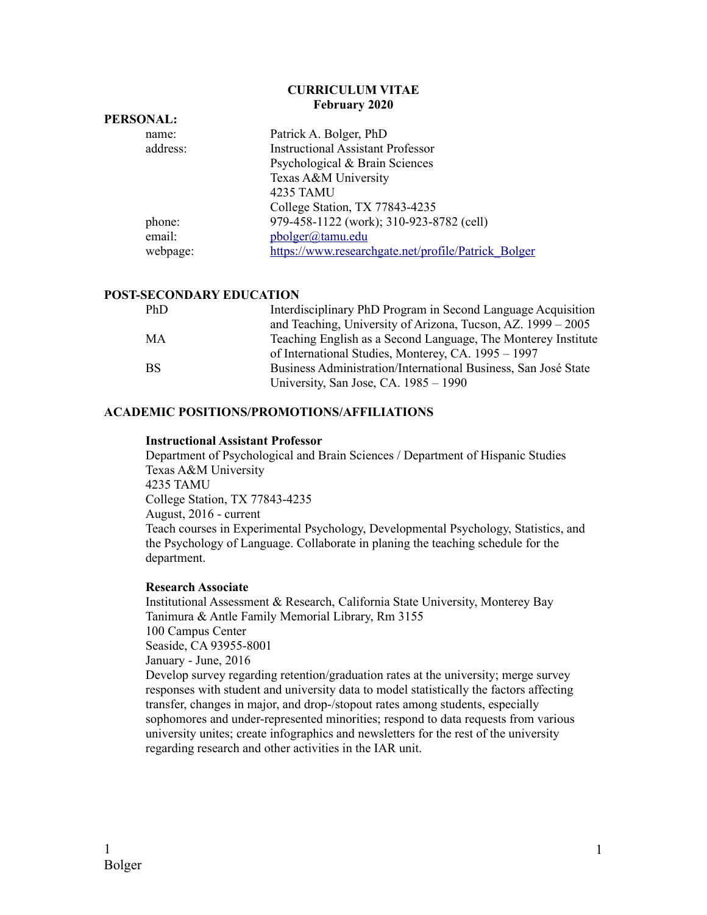**CURRICULUM VITAE**
**February 2020**

**PERSONAL:**

| | |
|---|---|
| name: | Patrick A. Bolger, PhD |
| address: | Instructional Assistant Professor<br>Psychological & Brain Sciences<br>Texas A&M University<br>4235 TAMU<br>College Station, TX 77843-4235 |
| phone: | 979-458-1122 (work); 310-923-8782 (cell) |
| email: | pbolger@tamu.edu |
| webpage: | https://www.researchgate.net/profile/Patrick_Bolger |

## POST-SECONDARY EDUCATION

| | |
|---|---|
| PhD | Interdisciplinary PhD Program in Second Language Acquisition and Teaching, University of Arizona, Tucson, AZ. 1999 – 2005 |
| MA | Teaching English as a Second Language, The Monterey Institute of International Studies, Monterey, CA. 1995 – 1997 |
| BS | Business Administration/International Business, San José State University, San Jose, CA. 1985 – 1990 |

## ACADEMIC POSITIONS/PROMOTIONS/AFFILIATIONS

**Instructional Assistant Professor**
Department of Psychological and Brain Sciences / Department of Hispanic Studies
Texas A&M University
4235 TAMU
College Station, TX 77843-4235
August, 2016 - current
Teach courses in Experimental Psychology, Developmental Psychology, Statistics, and the Psychology of Language. Collaborate in planing the teaching schedule for the department.

**Research Associate**
Institutional Assessment & Research, California State University, Monterey Bay
Tanimura & Antle Family Memorial Library, Rm 3155
100 Campus Center
Seaside, CA 93955-8001
January - June, 2016
Develop survey regarding retention/graduation rates at the university; merge survey responses with student and university data to model statistically the factors affecting transfer, changes in major, and drop-/stopout rates among students, especially sophomores and under-represented minorities; respond to data requests from various university unites; create infographics and newsletters for the rest of the university regarding research and other activities in the IAR unit.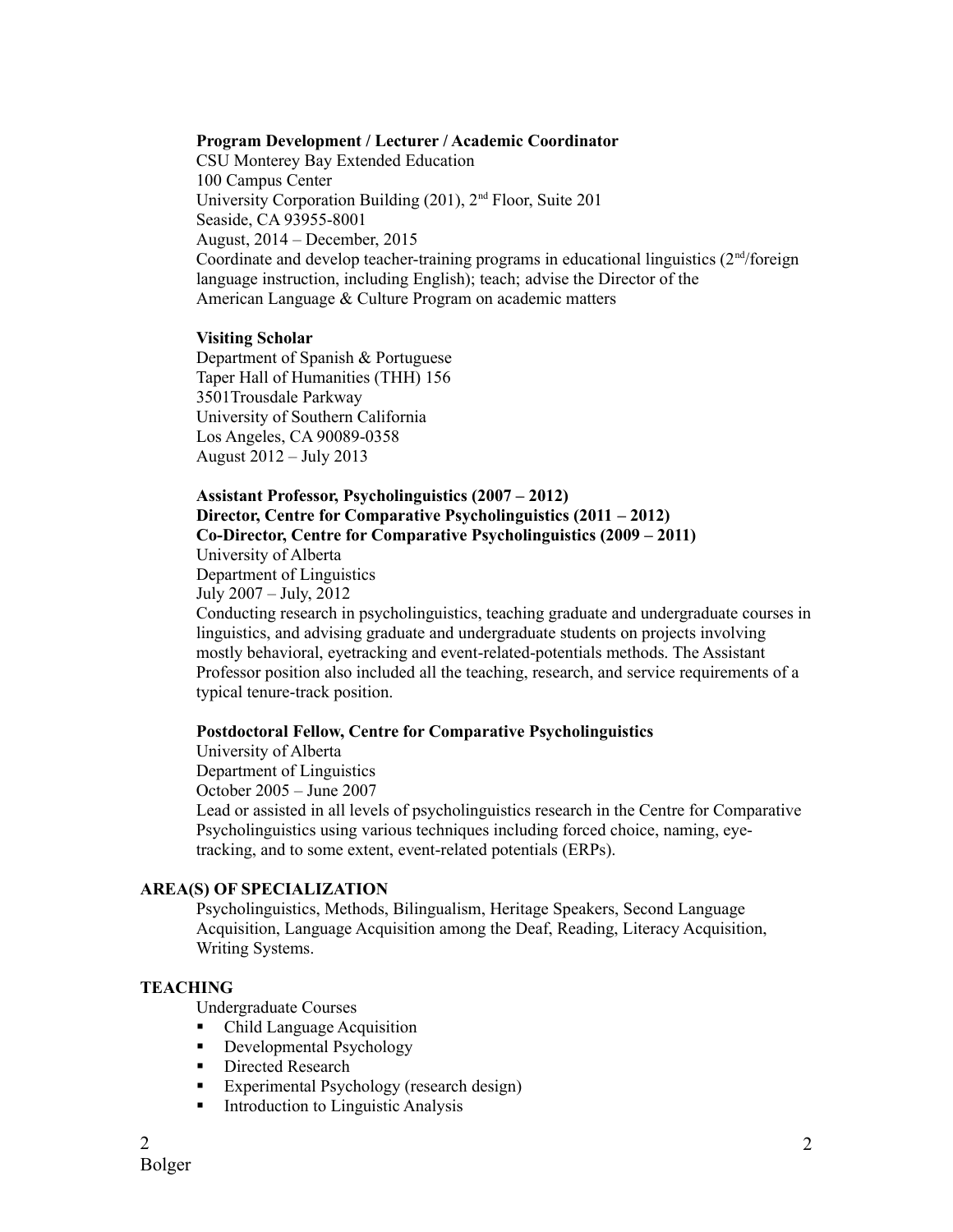**Program Development / Lecturer / Academic Coordinator**
CSU Monterey Bay Extended Education
100 Campus Center
University Corporation Building (201), 2nd Floor, Suite 201
Seaside, CA 93955-8001
August, 2014 – December, 2015
Coordinate and develop teacher-training programs in educational linguistics (2nd/foreign language instruction, including English); teach; advise the Director of the American Language & Culture Program on academic matters

**Visiting Scholar**
Department of Spanish & Portuguese
Taper Hall of Humanities (THH) 156
3501Trousdale Parkway
University of Southern California
Los Angeles, CA 90089-0358
August 2012 – July 2013

**Assistant Professor, Psycholinguistics (2007 – 2012)**
**Director, Centre for Comparative Psycholinguistics (2011 – 2012)**
**Co-Director, Centre for Comparative Psycholinguistics (2009 – 2011)**
University of Alberta
Department of Linguistics
July 2007 – July, 2012
Conducting research in psycholinguistics, teaching graduate and undergraduate courses in linguistics, and advising graduate and undergraduate students on projects involving mostly behavioral, eyetracking and event-related-potentials methods. The Assistant Professor position also included all the teaching, research, and service requirements of a typical tenure-track position.

**Postdoctoral Fellow, Centre for Comparative Psycholinguistics**
University of Alberta
Department of Linguistics
October 2005 – June 2007
Lead or assisted in all levels of psycholinguistics research in the Centre for Comparative Psycholinguistics using various techniques including forced choice, naming, eye-tracking, and to some extent, event-related potentials (ERPs).

## AREA(S) OF SPECIALIZATION

Psycholinguistics, Methods, Bilingualism, Heritage Speakers, Second Language Acquisition, Language Acquisition among the Deaf, Reading, Literacy Acquisition, Writing Systems.

## TEACHING

Undergraduate Courses

- Child Language Acquisition
- Developmental Psychology
- Directed Research
- Experimental Psychology (research design)
- Introduction to Linguistic Analysis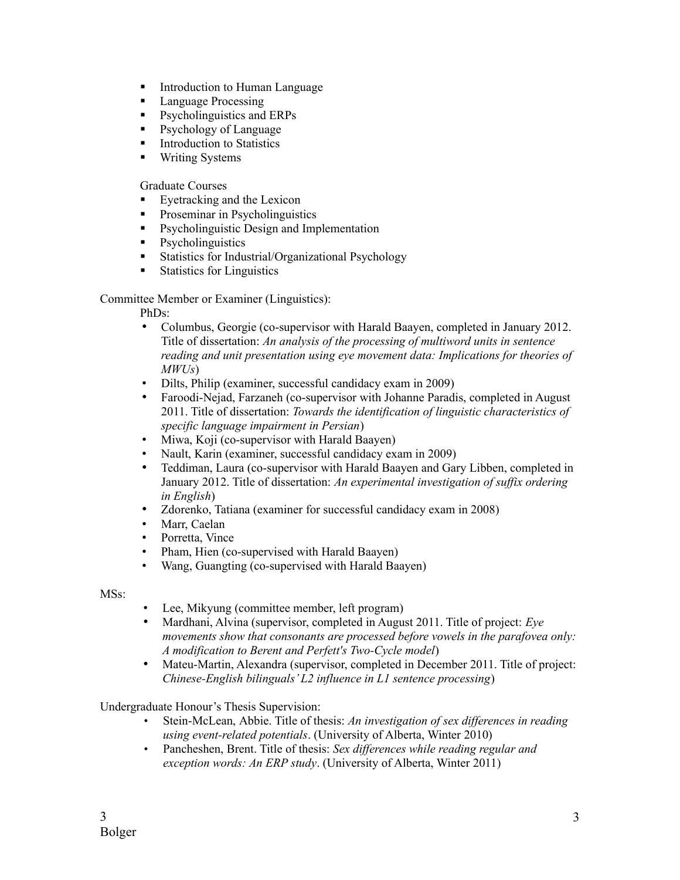- Introduction to Human Language
- Language Processing
- Psycholinguistics and ERPs
- Psychology of Language
- Introduction to Statistics
- Writing Systems

Graduate Courses

- Eyetracking and the Lexicon
- Proseminar in Psycholinguistics
- Psycholinguistic Design and Implementation
- Psycholinguistics
- Statistics for Industrial/Organizational Psychology
- Statistics for Linguistics

Committee Member or Examiner (Linguistics):

PhDs:

- Columbus, Georgie (co-supervisor with Harald Baayen, completed in January 2012. Title of dissertation: *An analysis of the processing of multiword units in sentence reading and unit presentation using eye movement data: Implications for theories of MWUs*)
- Dilts, Philip (examiner, successful candidacy exam in 2009)
- Faroodi-Nejad, Farzaneh (co-supervisor with Johanne Paradis, completed in August 2011. Title of dissertation: *Towards the identification of linguistic characteristics of specific language impairment in Persian*)
- Miwa, Koji (co-supervisor with Harald Baayen)
- Nault, Karin (examiner, successful candidacy exam in 2009)
- Teddiman, Laura (co-supervisor with Harald Baayen and Gary Libben, completed in January 2012. Title of dissertation: *An experimental investigation of suffix ordering in English*)
- Zdorenko, Tatiana (examiner for successful candidacy exam in 2008)
- Marr, Caelan
- Porretta, Vince
- Pham, Hien (co-supervised with Harald Baayen)
- Wang, Guangting (co-supervised with Harald Baayen)

MSs:

- Lee, Mikyung (committee member, left program)
- Mardhani, Alvina (supervisor, completed in August 2011. Title of project: *Eye movements show that consonants are processed before vowels in the parafovea only: A modification to Berent and Perfett's Two-Cycle model*)
- Mateu-Martin, Alexandra (supervisor, completed in December 2011. Title of project: *Chinese-English bilinguals' L2 influence in L1 sentence processing*)

Undergraduate Honour's Thesis Supervision:

- Stein-McLean, Abbie. Title of thesis: *An investigation of sex differences in reading using event-related potentials*. (University of Alberta, Winter 2010)
- Pancheshen, Brent. Title of thesis: *Sex differences while reading regular and exception words: An ERP study*. (University of Alberta, Winter 2011)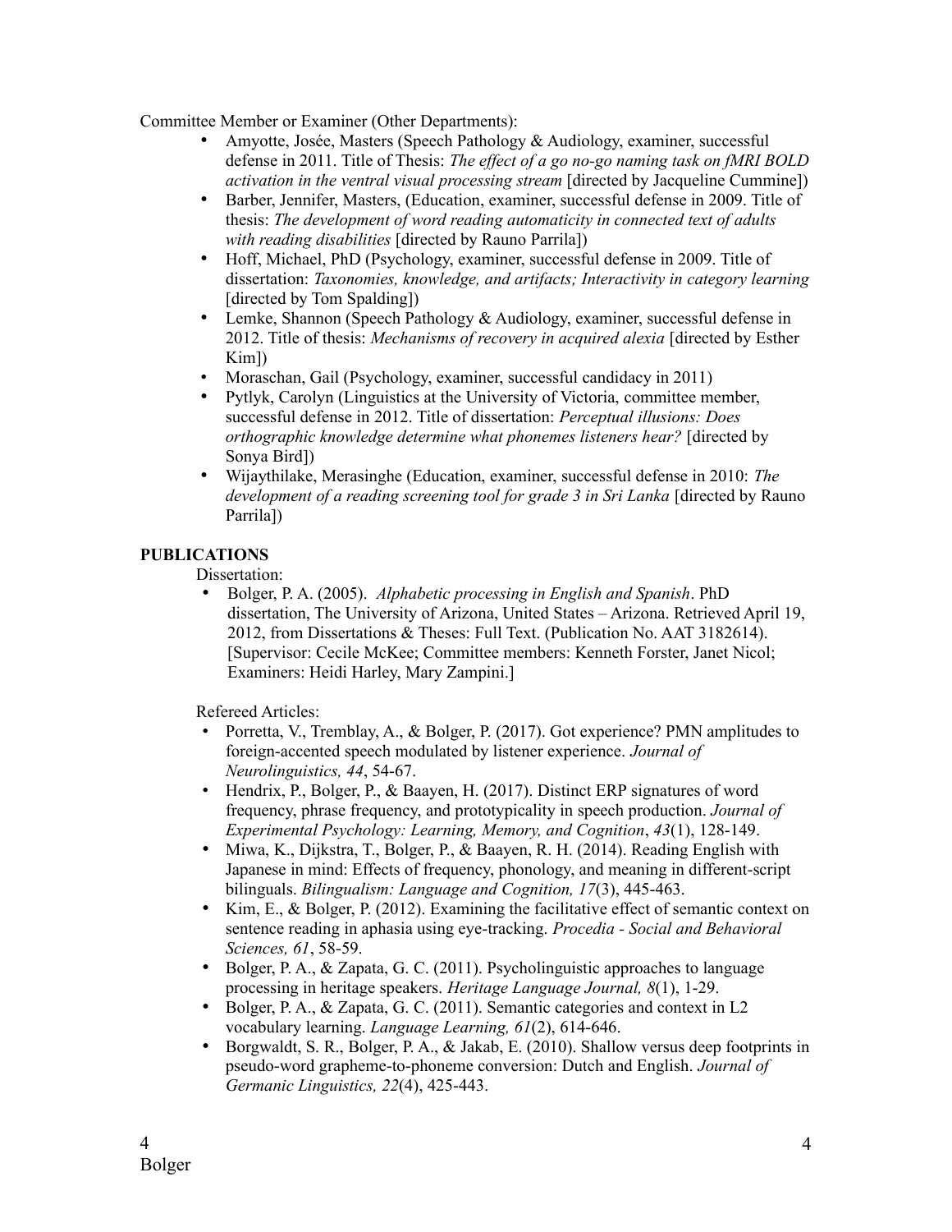Committee Member or Examiner (Other Departments):

- Amyotte, Josée, Masters (Speech Pathology & Audiology, examiner, successful defense in 2011. Title of Thesis: *The effect of a go no-go naming task on fMRI BOLD activation in the ventral visual processing stream* [directed by Jacqueline Cummine])
- Barber, Jennifer, Masters, (Education, examiner, successful defense in 2009. Title of thesis: *The development of word reading automaticity in connected text of adults with reading disabilities* [directed by Rauno Parrila])
- Hoff, Michael, PhD (Psychology, examiner, successful defense in 2009. Title of dissertation: *Taxonomies, knowledge, and artifacts; Interactivity in category learning* [directed by Tom Spalding])
- Lemke, Shannon (Speech Pathology & Audiology, examiner, successful defense in 2012. Title of thesis: *Mechanisms of recovery in acquired alexia* [directed by Esther Kim])
- Moraschan, Gail (Psychology, examiner, successful candidacy in 2011)
- Pytlyk, Carolyn (Linguistics at the University of Victoria, committee member, successful defense in 2012. Title of dissertation: *Perceptual illusions: Does orthographic knowledge determine what phonemes listeners hear?* [directed by Sonya Bird])
- Wijaythilake, Merasinghe (Education, examiner, successful defense in 2010: *The development of a reading screening tool for grade 3 in Sri Lanka* [directed by Rauno Parrila])

**PUBLICATIONS**

Dissertation:

- Bolger, P. A. (2005). *Alphabetic processing in English and Spanish*. PhD dissertation, The University of Arizona, United States – Arizona. Retrieved April 19, 2012, from Dissertations & Theses: Full Text. (Publication No. AAT 3182614). [Supervisor: Cecile McKee; Committee members: Kenneth Forster, Janet Nicol; Examiners: Heidi Harley, Mary Zampini.]

Refereed Articles:

- Porretta, V., Tremblay, A., & Bolger, P. (2017). Got experience? PMN amplitudes to foreign-accented speech modulated by listener experience. *Journal of Neurolinguistics, 44*, 54-67.
- Hendrix, P., Bolger, P., & Baayen, H. (2017). Distinct ERP signatures of word frequency, phrase frequency, and prototypicality in speech production. *Journal of Experimental Psychology: Learning, Memory, and Cognition*, *43*(1), 128-149.
- Miwa, K., Dijkstra, T., Bolger, P., & Baayen, R. H. (2014). Reading English with Japanese in mind: Effects of frequency, phonology, and meaning in different-script bilinguals. *Bilingualism: Language and Cognition, 17*(3), 445-463.
- Kim, E., & Bolger, P. (2012). Examining the facilitative effect of semantic context on sentence reading in aphasia using eye-tracking. *Procedia - Social and Behavioral Sciences, 61*, 58-59.
- Bolger, P. A., & Zapata, G. C. (2011). Psycholinguistic approaches to language processing in heritage speakers. *Heritage Language Journal, 8*(1), 1-29.
- Bolger, P. A., & Zapata, G. C. (2011). Semantic categories and context in L2 vocabulary learning. *Language Learning, 61*(2), 614-646.
- Borgwaldt, S. R., Bolger, P. A., & Jakab, E. (2010). Shallow versus deep footprints in pseudo-word grapheme-to-phoneme conversion: Dutch and English. *Journal of Germanic Linguistics, 22*(4), 425-443.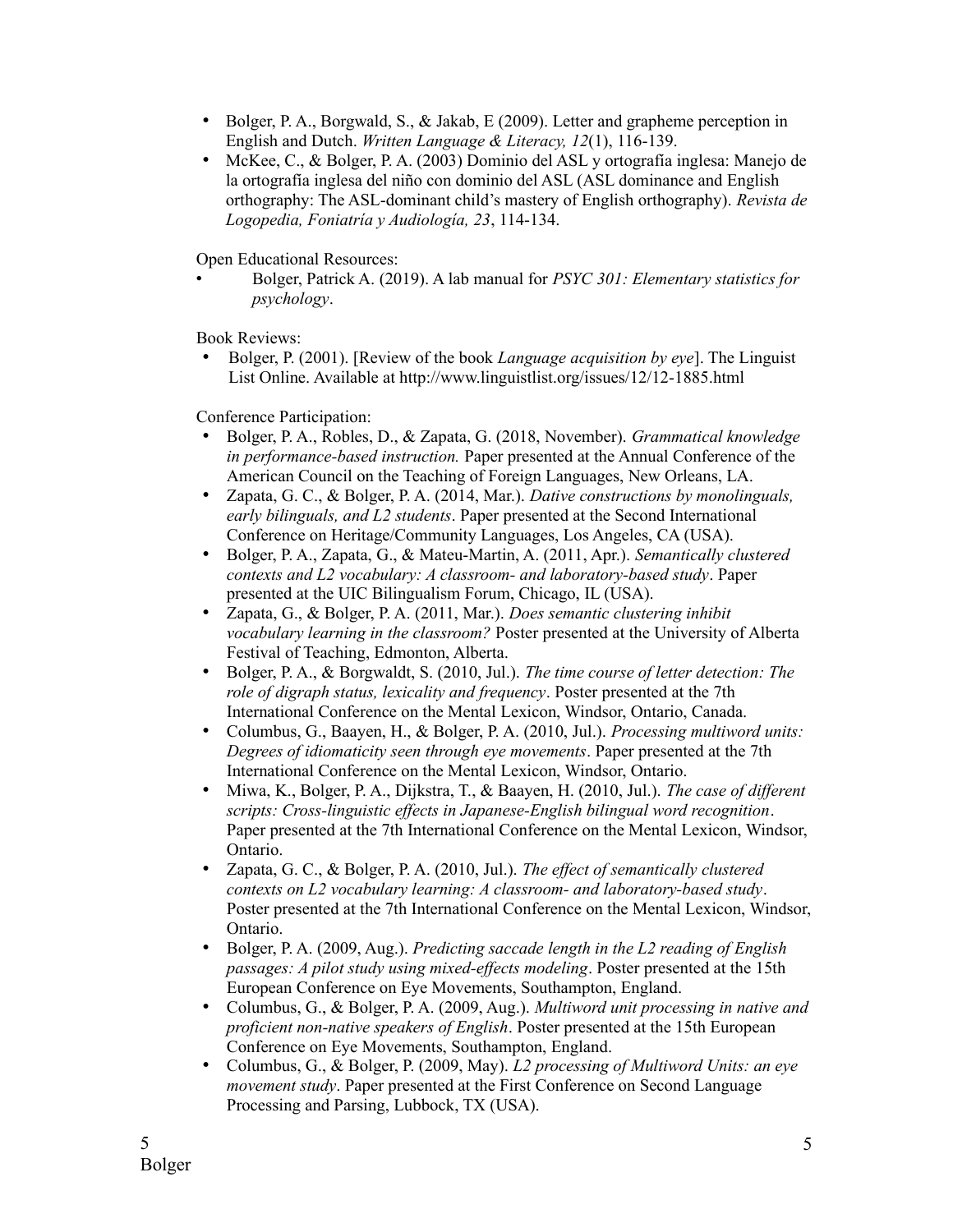- Bolger, P. A., Borgwald, S., & Jakab, E (2009). Letter and grapheme perception in English and Dutch. *Written Language & Literacy, 12*(1), 116-139.
- McKee, C., & Bolger, P. A. (2003) Dominio del ASL y ortografía inglesa: Manejo de la ortografía inglesa del niño con dominio del ASL (ASL dominance and English orthography: The ASL-dominant child's mastery of English orthography). *Revista de Logopedia, Foniatría y Audiología, 23*, 114-134.

Open Educational Resources:

- Bolger, Patrick A. (2019). A lab manual for *PSYC 301: Elementary statistics for psychology*.

Book Reviews:

- Bolger, P. (2001). [Review of the book *Language acquisition by eye*]. The Linguist List Online. Available at http://www.linguistlist.org/issues/12/12-1885.html

Conference Participation:

- Bolger, P. A., Robles, D., & Zapata, G. (2018, November). *Grammatical knowledge in performance-based instruction.* Paper presented at the Annual Conference of the American Council on the Teaching of Foreign Languages, New Orleans, LA.
- Zapata, G. C., & Bolger, P. A. (2014, Mar.). *Dative constructions by monolinguals, early bilinguals, and L2 students*. Paper presented at the Second International Conference on Heritage/Community Languages, Los Angeles, CA (USA).
- Bolger, P. A., Zapata, G., & Mateu-Martin, A. (2011, Apr.). *Semantically clustered contexts and L2 vocabulary: A classroom- and laboratory-based study*. Paper presented at the UIC Bilingualism Forum, Chicago, IL (USA).
- Zapata, G., & Bolger, P. A. (2011, Mar.). *Does semantic clustering inhibit vocabulary learning in the classroom?* Poster presented at the University of Alberta Festival of Teaching, Edmonton, Alberta.
- Bolger, P. A., & Borgwaldt, S. (2010, Jul.). *The time course of letter detection: The role of digraph status, lexicality and frequency*. Poster presented at the 7th International Conference on the Mental Lexicon, Windsor, Ontario, Canada.
- Columbus, G., Baayen, H., & Bolger, P. A. (2010, Jul.). *Processing multiword units: Degrees of idiomaticity seen through eye movements*. Paper presented at the 7th International Conference on the Mental Lexicon, Windsor, Ontario.
- Miwa, K., Bolger, P. A., Dijkstra, T., & Baayen, H. (2010, Jul.). *The case of different scripts: Cross-linguistic effects in Japanese-English bilingual word recognition*. Paper presented at the 7th International Conference on the Mental Lexicon, Windsor, Ontario.
- Zapata, G. C., & Bolger, P. A. (2010, Jul.). *The effect of semantically clustered contexts on L2 vocabulary learning: A classroom- and laboratory-based study*. Poster presented at the 7th International Conference on the Mental Lexicon, Windsor, Ontario.
- Bolger, P. A. (2009, Aug.). *Predicting saccade length in the L2 reading of English passages: A pilot study using mixed-effects modeling*. Poster presented at the 15th European Conference on Eye Movements, Southampton, England.
- Columbus, G., & Bolger, P. A. (2009, Aug.). *Multiword unit processing in native and proficient non-native speakers of English*. Poster presented at the 15th European Conference on Eye Movements, Southampton, England.
- Columbus, G., & Bolger, P. (2009, May). *L2 processing of Multiword Units: an eye movement study*. Paper presented at the First Conference on Second Language Processing and Parsing, Lubbock, TX (USA).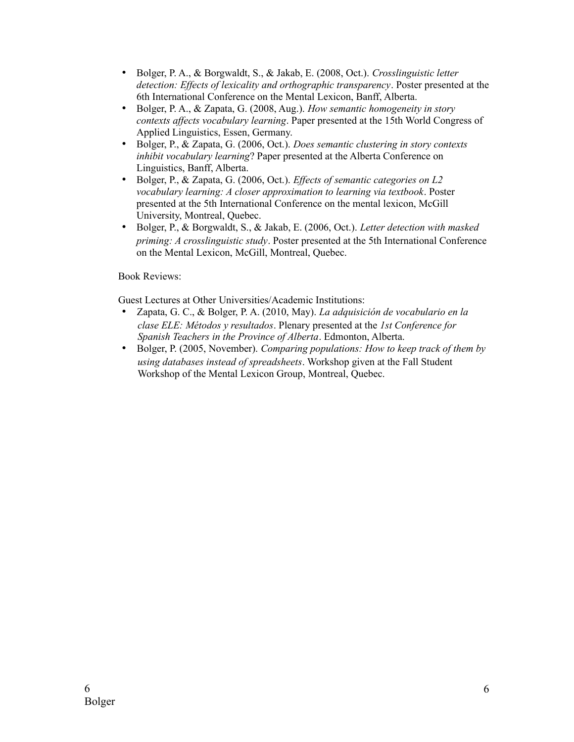- Bolger, P. A., & Borgwaldt, S., & Jakab, E. (2008, Oct.). *Crosslinguistic letter detection: Effects of lexicality and orthographic transparency*. Poster presented at the 6th International Conference on the Mental Lexicon, Banff, Alberta.
- Bolger, P. A., & Zapata, G. (2008, Aug.). *How semantic homogeneity in story contexts affects vocabulary learning*. Paper presented at the 15th World Congress of Applied Linguistics, Essen, Germany.
- Bolger, P., & Zapata, G. (2006, Oct.). *Does semantic clustering in story contexts inhibit vocabulary learning*? Paper presented at the Alberta Conference on Linguistics, Banff, Alberta.
- Bolger, P., & Zapata, G. (2006, Oct.). *Effects of semantic categories on L2 vocabulary learning: A closer approximation to learning via textbook*. Poster presented at the 5th International Conference on the mental lexicon, McGill University, Montreal, Quebec.
- Bolger, P., & Borgwaldt, S., & Jakab, E. (2006, Oct.). *Letter detection with masked priming: A crosslinguistic study*. Poster presented at the 5th International Conference on the Mental Lexicon, McGill, Montreal, Quebec.

Book Reviews:

Guest Lectures at Other Universities/Academic Institutions:

- Zapata, G. C., & Bolger, P. A. (2010, May). *La adquisición de vocabulario en la clase ELE: Métodos y resultados*. Plenary presented at the *1st Conference for Spanish Teachers in the Province of Alberta*. Edmonton, Alberta.
- Bolger, P. (2005, November). *Comparing populations: How to keep track of them by using databases instead of spreadsheets*. Workshop given at the Fall Student Workshop of the Mental Lexicon Group, Montreal, Quebec.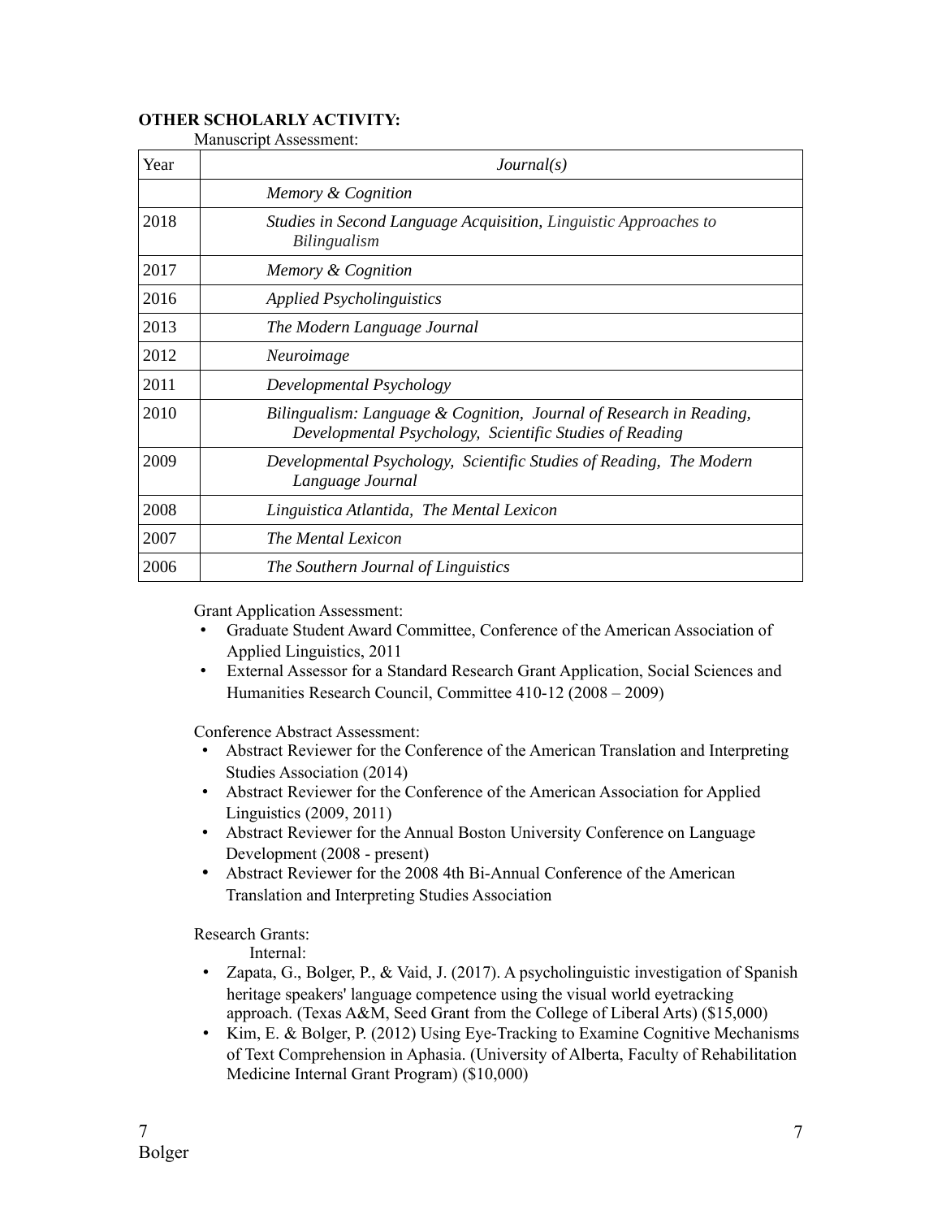**OTHER SCHOLARLY ACTIVITY:**

Manuscript Assessment:

| Year | *Journal(s)* |
|---|---|
| | *Memory & Cognition* |
| 2018 | *Studies in Second Language Acquisition, Linguistic Approaches to Bilingualism* |
| 2017 | *Memory & Cognition* |
| 2016 | *Applied Psycholinguistics* |
| 2013 | *The Modern Language Journal* |
| 2012 | *Neuroimage* |
| 2011 | *Developmental Psychology* |
| 2010 | *Bilingualism: Language & Cognition, Journal of Research in Reading, Developmental Psychology, Scientific Studies of Reading* |
| 2009 | *Developmental Psychology, Scientific Studies of Reading, The Modern Language Journal* |
| 2008 | *Linguistica Atlantida, The Mental Lexicon* |
| 2007 | *The Mental Lexicon* |
| 2006 | *The Southern Journal of Linguistics* |

Grant Application Assessment:

- Graduate Student Award Committee, Conference of the American Association of Applied Linguistics, 2011
- External Assessor for a Standard Research Grant Application, Social Sciences and Humanities Research Council, Committee 410-12 (2008 – 2009)

Conference Abstract Assessment:

- Abstract Reviewer for the Conference of the American Translation and Interpreting Studies Association (2014)
- Abstract Reviewer for the Conference of the American Association for Applied Linguistics (2009, 2011)
- Abstract Reviewer for the Annual Boston University Conference on Language Development (2008 - present)
- Abstract Reviewer for the 2008 4th Bi-Annual Conference of the American Translation and Interpreting Studies Association

Research Grants:

Internal:

- Zapata, G., Bolger, P., & Vaid, J. (2017). A psycholinguistic investigation of Spanish heritage speakers' language competence using the visual world eyetracking approach. (Texas A&M, Seed Grant from the College of Liberal Arts) ($15,000)
- Kim, E. & Bolger, P. (2012) Using Eye-Tracking to Examine Cognitive Mechanisms of Text Comprehension in Aphasia. (University of Alberta, Faculty of Rehabilitation Medicine Internal Grant Program) ($10,000)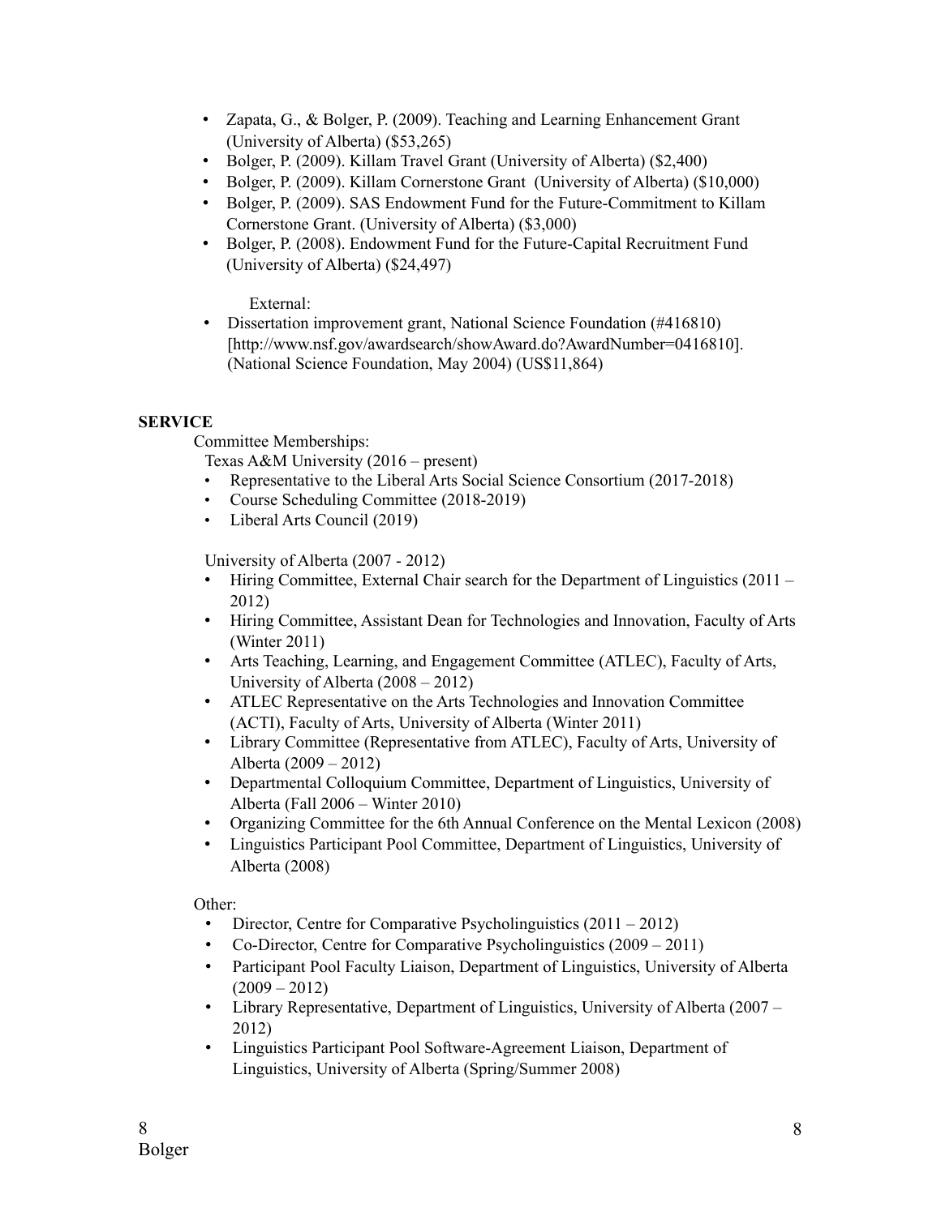- Zapata, G., & Bolger, P. (2009). Teaching and Learning Enhancement Grant (University of Alberta) ($53,265)
- Bolger, P. (2009). Killam Travel Grant (University of Alberta) ($2,400)
- Bolger, P. (2009). Killam Cornerstone Grant (University of Alberta) ($10,000)
- Bolger, P. (2009). SAS Endowment Fund for the Future-Commitment to Killam Cornerstone Grant. (University of Alberta) ($3,000)
- Bolger, P. (2008). Endowment Fund for the Future-Capital Recruitment Fund (University of Alberta) ($24,497)

External:

- Dissertation improvement grant, National Science Foundation (#416810) [http://www.nsf.gov/awardsearch/showAward.do?AwardNumber=0416810]. (National Science Foundation, May 2004) (US$11,864)

**SERVICE**

Committee Memberships:

Texas A&M University (2016 – present)

- Representative to the Liberal Arts Social Science Consortium (2017-2018)
- Course Scheduling Committee (2018-2019)
- Liberal Arts Council (2019)

University of Alberta (2007 - 2012)

- Hiring Committee, External Chair search for the Department of Linguistics (2011 – 2012)
- Hiring Committee, Assistant Dean for Technologies and Innovation, Faculty of Arts (Winter 2011)
- Arts Teaching, Learning, and Engagement Committee (ATLEC), Faculty of Arts, University of Alberta (2008 – 2012)
- ATLEC Representative on the Arts Technologies and Innovation Committee (ACTI), Faculty of Arts, University of Alberta (Winter 2011)
- Library Committee (Representative from ATLEC), Faculty of Arts, University of Alberta (2009 – 2012)
- Departmental Colloquium Committee, Department of Linguistics, University of Alberta (Fall 2006 – Winter 2010)
- Organizing Committee for the 6th Annual Conference on the Mental Lexicon (2008)
- Linguistics Participant Pool Committee, Department of Linguistics, University of Alberta (2008)

Other:

- Director, Centre for Comparative Psycholinguistics (2011 – 2012)
- Co-Director, Centre for Comparative Psycholinguistics (2009 – 2011)
- Participant Pool Faculty Liaison, Department of Linguistics, University of Alberta (2009 – 2012)
- Library Representative, Department of Linguistics, University of Alberta (2007 – 2012)
- Linguistics Participant Pool Software-Agreement Liaison, Department of Linguistics, University of Alberta (Spring/Summer 2008)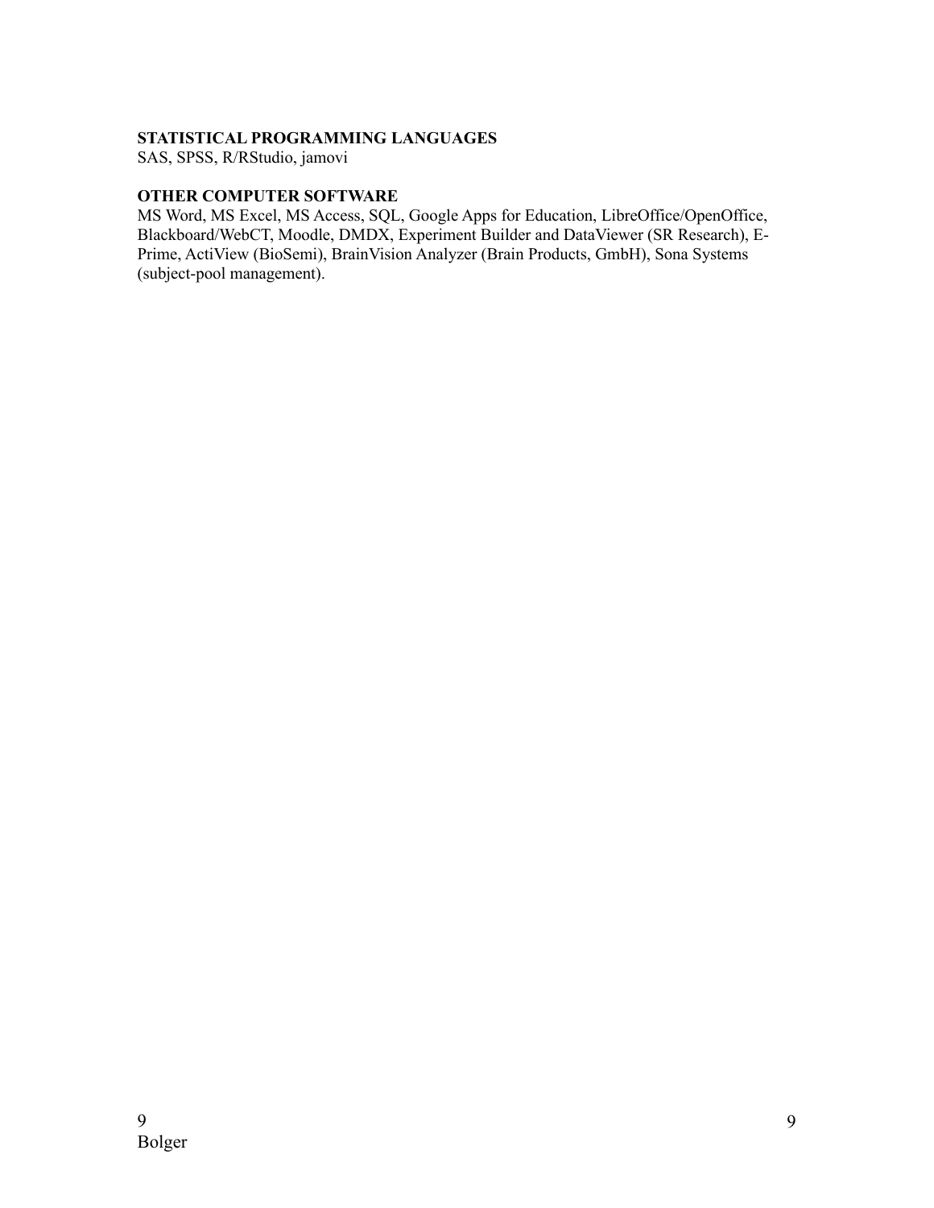**STATISTICAL PROGRAMMING LANGUAGES**
SAS, SPSS, R/RStudio, jamovi

**OTHER COMPUTER SOFTWARE**
MS Word, MS Excel, MS Access, SQL, Google Apps for Education, LibreOffice/OpenOffice, Blackboard/WebCT, Moodle, DMDX, Experiment Builder and DataViewer (SR Research), E-Prime, ActiView (BioSemi), BrainVision Analyzer (Brain Products, GmbH), Sona Systems (subject-pool management).